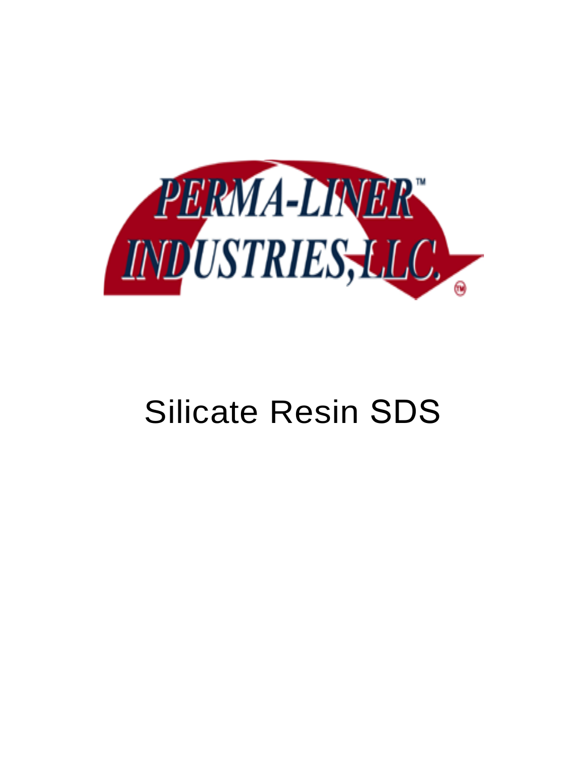PERMA-LINER™
INDUSTRIES, LLC.

# Silicate Resin SDS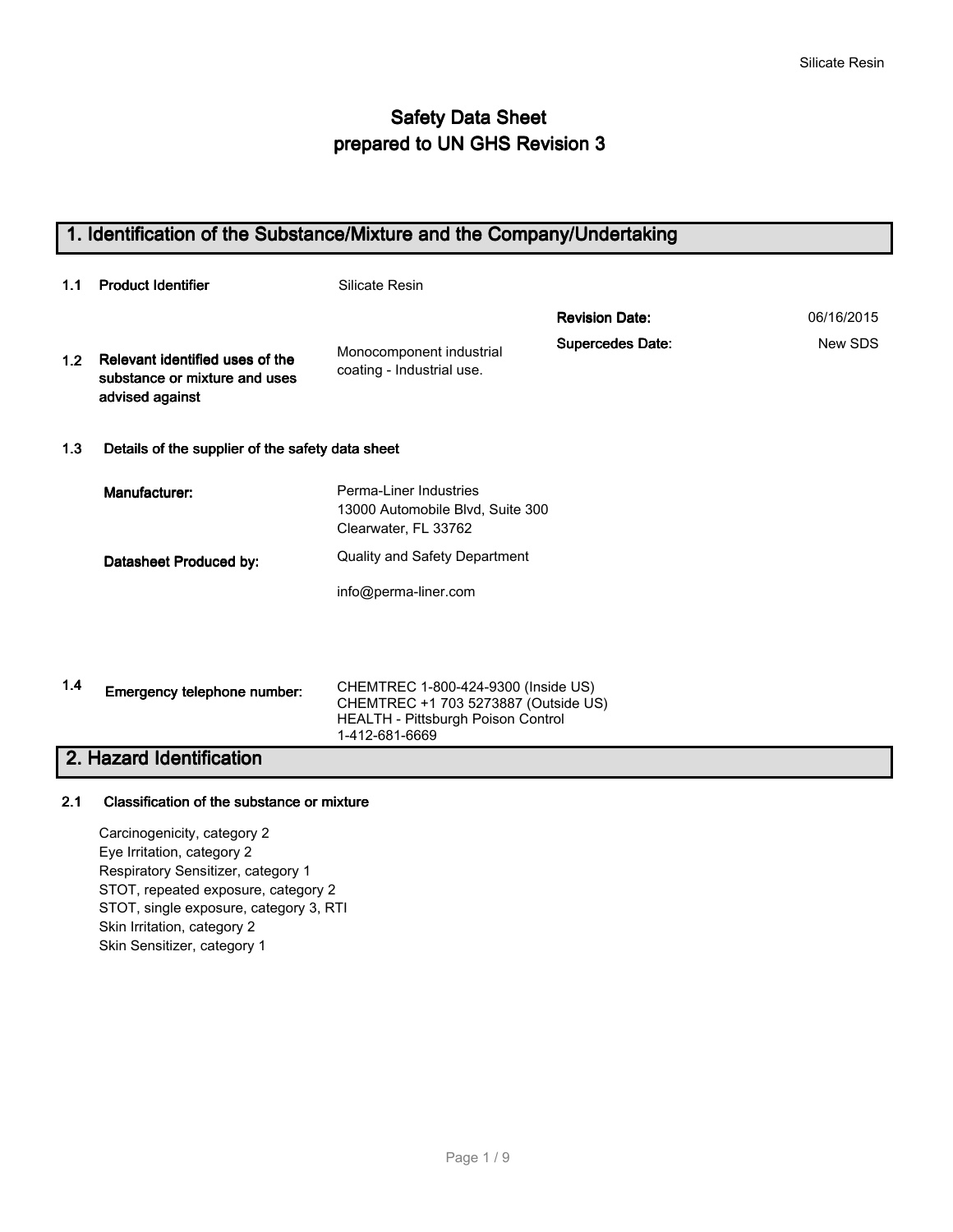# Safety Data Sheet
# prepared to UN GHS Revision 3

## 1. Identification of the Substance/Mixture and the Company/Undertaking

| | | | | |
|---|---|---|---|---|
| **1.1** | **Product Identifier** | Silicate Resin | | |
| | | | **Revision Date:** | 06/16/2015 |
| **1.2** | **Relevant identified uses of the substance or mixture and uses advised against** | Monocomponent industrial coating - Industrial use. | **Supercedes Date:** | New SDS |

**1.3 Details of the supplier of the safety data sheet**

**Manufacturer:** Perma-Liner Industries
13000 Automobile Blvd, Suite 300
Clearwater, FL 33762

**Datasheet Produced by:** Quality and Safety Department

info@perma-liner.com

**1.4 Emergency telephone number:** CHEMTREC 1-800-424-9300 (Inside US)
CHEMTREC +1 703 5273887 (Outside US)
HEALTH - Pittsburgh Poison Control
1-412-681-6669

## 2. Hazard Identification

**2.1 Classification of the substance or mixture**

Carcinogenicity, category 2
Eye Irritation, category 2
Respiratory Sensitizer, category 1
STOT, repeated exposure, category 2
STOT, single exposure, category 3, RTI
Skin Irritation, category 2
Skin Sensitizer, category 1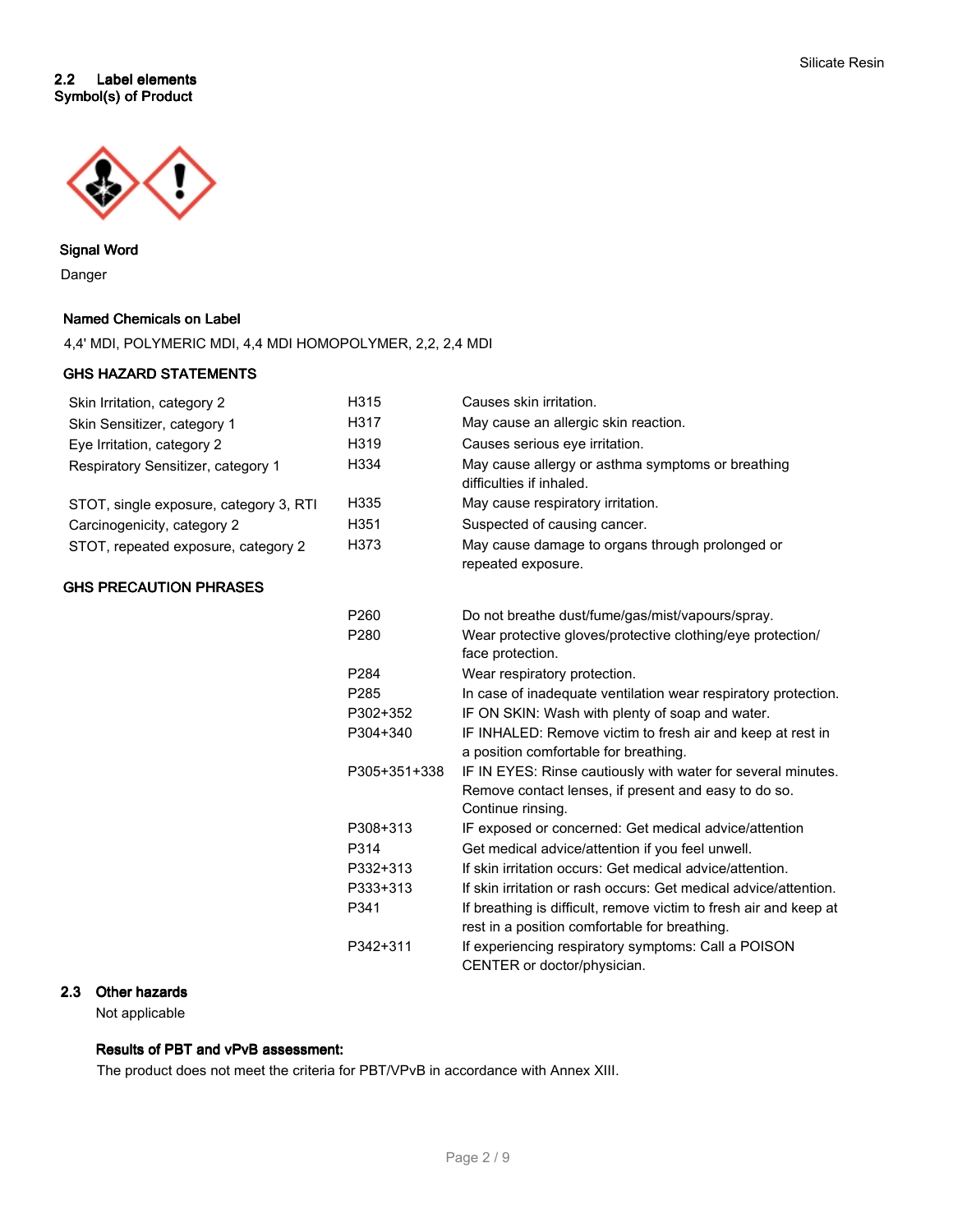## 2.2 Label elements

**Symbol(s) of Product**

**Signal Word**

Danger

**Named Chemicals on Label**

4,4' MDI, POLYMERIC MDI, 4,4 MDI HOMOPOLYMER, 2,2, 2,4 MDI

**GHS HAZARD STATEMENTS**

| | | |
|---|---|---|
| Skin Irritation, category 2 | H315 | Causes skin irritation. |
| Skin Sensitizer, category 1 | H317 | May cause an allergic skin reaction. |
| Eye Irritation, category 2 | H319 | Causes serious eye irritation. |
| Respiratory Sensitizer, category 1 | H334 | May cause allergy or asthma symptoms or breathing difficulties if inhaled. |
| STOT, single exposure, category 3, RTI | H335 | May cause respiratory irritation. |
| Carcinogenicity, category 2 | H351 | Suspected of causing cancer. |
| STOT, repeated exposure, category 2 | H373 | May cause damage to organs through prolonged or repeated exposure. |

**GHS PRECAUTION PHRASES**

| | |
|---|---|
| P260 | Do not breathe dust/fume/gas/mist/vapours/spray. |
| P280 | Wear protective gloves/protective clothing/eye protection/ face protection. |
| P284 | Wear respiratory protection. |
| P285 | In case of inadequate ventilation wear respiratory protection. |
| P302+352 | IF ON SKIN: Wash with plenty of soap and water. |
| P304+340 | IF INHALED: Remove victim to fresh air and keep at rest in a position comfortable for breathing. |
| P305+351+338 | IF IN EYES: Rinse cautiously with water for several minutes. Remove contact lenses, if present and easy to do so. Continue rinsing. |
| P308+313 | IF exposed or concerned: Get medical advice/attention |
| P314 | Get medical advice/attention if you feel unwell. |
| P332+313 | If skin irritation occurs: Get medical advice/attention. |
| P333+313 | If skin irritation or rash occurs: Get medical advice/attention. |
| P341 | If breathing is difficult, remove victim to fresh air and keep at rest in a position comfortable for breathing. |
| P342+311 | If experiencing respiratory symptoms: Call a POISON CENTER or doctor/physician. |

## 2.3 Other hazards

Not applicable

**Results of PBT and vPvB assessment:**

The product does not meet the criteria for PBT/VPvB in accordance with Annex XIII.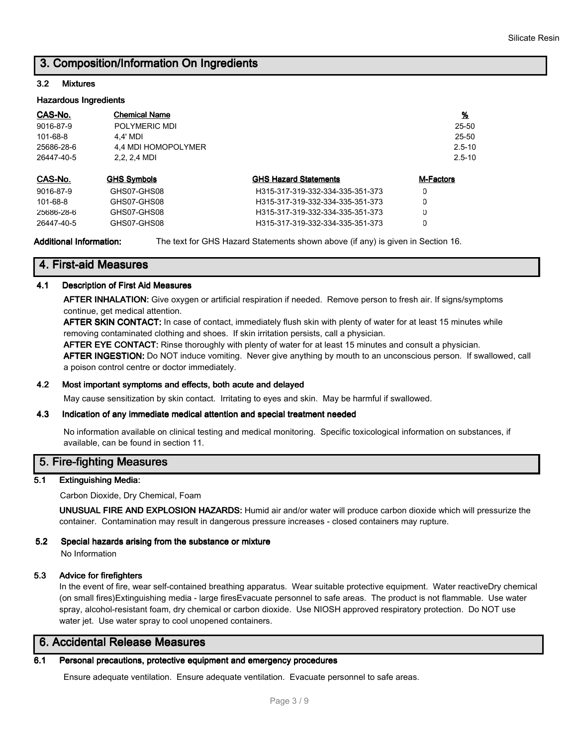## 3. Composition/Information On Ingredients

### 3.2 Mixtures

**Hazardous Ingredients**

| CAS-No. | Chemical Name | % |
|---|---|---|
| 9016-87-9 | POLYMERIC MDI | 25-50 |
| 101-68-8 | 4,4' MDI | 25-50 |
| 25686-28-6 | 4,4 MDI HOMOPOLYMER | 2.5-10 |
| 26447-40-5 | 2,2, 2,4 MDI | 2.5-10 |

| CAS-No. | GHS Symbols | GHS Hazard Statements | M-Factors |
|---|---|---|---|
| 9016-87-9 | GHS07-GHS08 | H315-317-319-332-334-335-351-373 | 0 |
| 101-68-8 | GHS07-GHS08 | H315-317-319-332-334-335-351-373 | 0 |
| 25686-28-6 | GHS07-GHS08 | H315-317-319-332-334-335-351-373 | 0 |
| 26447-40-5 | GHS07-GHS08 | H315-317-319-332-334-335-351-373 | 0 |

**Additional Information:** The text for GHS Hazard Statements shown above (if any) is given in Section 16.

## 4. First-aid Measures

### 4.1 Description of First Aid Measures

**AFTER INHALATION:** Give oxygen or artificial respiration if needed. Remove person to fresh air. If signs/symptoms continue, get medical attention.

**AFTER SKIN CONTACT:** In case of contact, immediately flush skin with plenty of water for at least 15 minutes while removing contaminated clothing and shoes. If skin irritation persists, call a physician.

**AFTER EYE CONTACT:** Rinse thoroughly with plenty of water for at least 15 minutes and consult a physician.

**AFTER INGESTION:** Do NOT induce vomiting. Never give anything by mouth to an unconscious person. If swallowed, call a poison control centre or doctor immediately.

### 4.2 Most important symptoms and effects, both acute and delayed

May cause sensitization by skin contact. Irritating to eyes and skin. May be harmful if swallowed.

### 4.3 Indication of any immediate medical attention and special treatment needed

No information available on clinical testing and medical monitoring. Specific toxicological information on substances, if available, can be found in section 11.

## 5. Fire-fighting Measures

### 5.1 Extinguishing Media:

Carbon Dioxide, Dry Chemical, Foam

**UNUSUAL FIRE AND EXPLOSION HAZARDS:** Humid air and/or water will produce carbon dioxide which will pressurize the container. Contamination may result in dangerous pressure increases - closed containers may rupture.

### 5.2 Special hazards arising from the substance or mixture

No Information

### 5.3 Advice for firefighters

In the event of fire, wear self-contained breathing apparatus. Wear suitable protective equipment. Water reactiveDry chemical (on small fires)Extinguishing media - large firesEvacuate personnel to safe areas. The product is not flammable. Use water spray, alcohol-resistant foam, dry chemical or carbon dioxide. Use NIOSH approved respiratory protection. Do NOT use water jet. Use water spray to cool unopened containers.

## 6. Accidental Release Measures

### 6.1 Personal precautions, protective equipment and emergency procedures

Ensure adequate ventilation. Ensure adequate ventilation. Evacuate personnel to safe areas.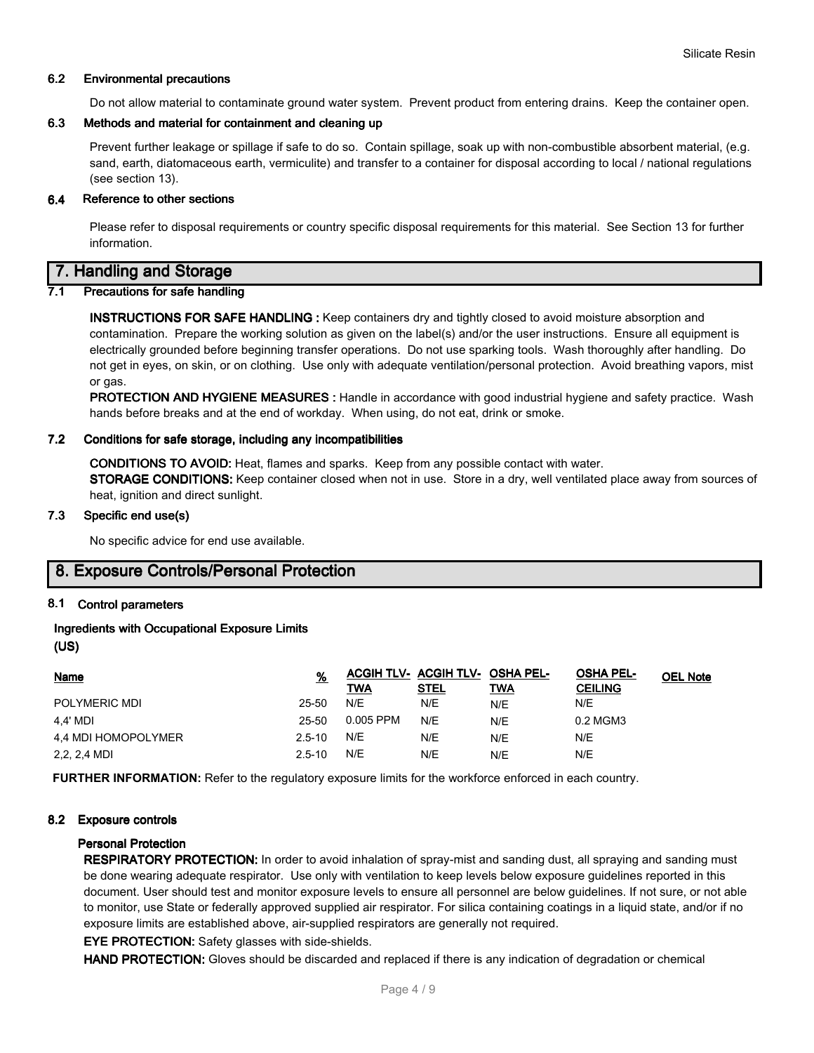### 6.2 Environmental precautions

Do not allow material to contaminate ground water system. Prevent product from entering drains. Keep the container open.

### 6.3 Methods and material for containment and cleaning up

Prevent further leakage or spillage if safe to do so. Contain spillage, soak up with non-combustible absorbent material, (e.g. sand, earth, diatomaceous earth, vermiculite) and transfer to a container for disposal according to local / national regulations (see section 13).

### 6.4 Reference to other sections

Please refer to disposal requirements or country specific disposal requirements for this material. See Section 13 for further information.

## 7. Handling and Storage

### 7.1 Precautions for safe handling

**INSTRUCTIONS FOR SAFE HANDLING :** Keep containers dry and tightly closed to avoid moisture absorption and contamination. Prepare the working solution as given on the label(s) and/or the user instructions. Ensure all equipment is electrically grounded before beginning transfer operations. Do not use sparking tools. Wash thoroughly after handling. Do not get in eyes, on skin, or on clothing. Use only with adequate ventilation/personal protection. Avoid breathing vapors, mist or gas.

**PROTECTION AND HYGIENE MEASURES :** Handle in accordance with good industrial hygiene and safety practice. Wash hands before breaks and at the end of workday. When using, do not eat, drink or smoke.

### 7.2 Conditions for safe storage, including any incompatibilities

**CONDITIONS TO AVOID:** Heat, flames and sparks. Keep from any possible contact with water.

**STORAGE CONDITIONS:** Keep container closed when not in use. Store in a dry, well ventilated place away from sources of heat, ignition and direct sunlight.

### 7.3 Specific end use(s)

No specific advice for end use available.

## 8. Exposure Controls/Personal Protection

### 8.1 Control parameters

**Ingredients with Occupational Exposure Limits (US)**

| Name | % | ACGIH TLV-TWA | ACGIH TLV-STEL | OSHA PEL-TWA | OSHA PEL-CEILING | OEL Note |
|---|---|---|---|---|---|---|
| POLYMERIC MDI | 25-50 | N/E | N/E | N/E | N/E | |
| 4,4' MDI | 25-50 | 0.005 PPM | N/E | N/E | 0.2 MGM3 | |
| 4,4 MDI HOMOPOLYMER | 2.5-10 | N/E | N/E | N/E | N/E | |
| 2,2, 2,4 MDI | 2.5-10 | N/E | N/E | N/E | N/E | |

**FURTHER INFORMATION:** Refer to the regulatory exposure limits for the workforce enforced in each country.

### 8.2 Exposure controls

**Personal Protection**

**RESPIRATORY PROTECTION:** In order to avoid inhalation of spray-mist and sanding dust, all spraying and sanding must be done wearing adequate respirator. Use only with ventilation to keep levels below exposure guidelines reported in this document. User should test and monitor exposure levels to ensure all personnel are below guidelines. If not sure, or not able to monitor, use State or federally approved supplied air respirator. For silica containing coatings in a liquid state, and/or if no exposure limits are established above, air-supplied respirators are generally not required.

**EYE PROTECTION:** Safety glasses with side-shields.

**HAND PROTECTION:** Gloves should be discarded and replaced if there is any indication of degradation or chemical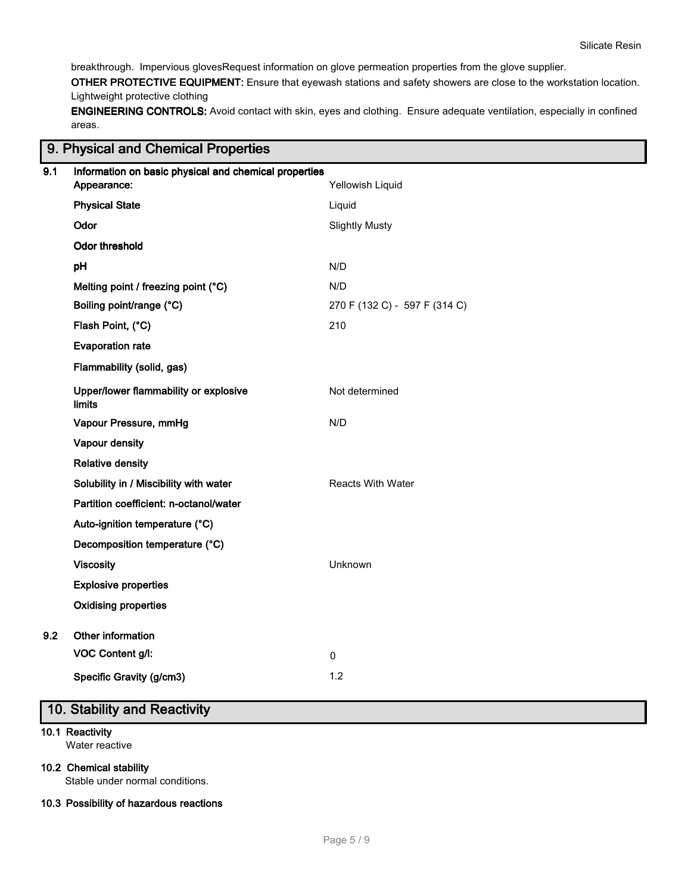breakthrough. Impervious glovesRequest information on glove permeation properties from the glove supplier.

**OTHER PROTECTIVE EQUIPMENT:** Ensure that eyewash stations and safety showers are close to the workstation location. Lightweight protective clothing

**ENGINEERING CONTROLS:** Avoid contact with skin, eyes and clothing. Ensure adequate ventilation, especially in confined areas.

## 9. Physical and Chemical Properties

**9.1 Information on basic physical and chemical properties**

| | |
|---|---|
| **Appearance:** | Yellowish Liquid |
| **Physical State** | Liquid |
| **Odor** | Slightly Musty |
| **Odor threshold** | |
| **pH** | N/D |
| **Melting point / freezing point (°C)** | N/D |
| **Boiling point/range (°C)** | 270 F (132 C) - 597 F (314 C) |
| **Flash Point, (°C)** | 210 |
| **Evaporation rate** | |
| **Flammability (solid, gas)** | |
| **Upper/lower flammability or explosive limits** | Not determined |
| **Vapour Pressure, mmHg** | N/D |
| **Vapour density** | |
| **Relative density** | |
| **Solubility in / Miscibility with water** | Reacts With Water |
| **Partition coefficient: n-octanol/water** | |
| **Auto-ignition temperature (°C)** | |
| **Decomposition temperature (°C)** | |
| **Viscosity** | Unknown |
| **Explosive properties** | |
| **Oxidising properties** | |

**9.2 Other information**

| | |
|---|---|
| **VOC Content g/l:** | 0 |
| **Specific Gravity (g/cm3)** | 1.2 |

## 10. Stability and Reactivity

**10.1 Reactivity**

Water reactive

**10.2 Chemical stability**

Stable under normal conditions.

**10.3 Possibility of hazardous reactions**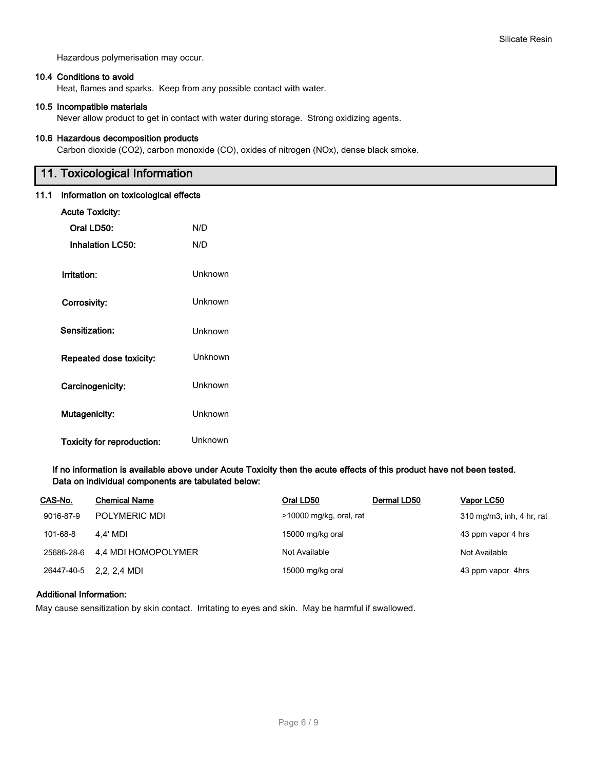Hazardous polymerisation may occur.

### 10.4 Conditions to avoid

Heat, flames and sparks. Keep from any possible contact with water.

### 10.5 Incompatible materials

Never allow product to get in contact with water during storage. Strong oxidizing agents.

### 10.6 Hazardous decomposition products

Carbon dioxide ($CO_2$), carbon monoxide (CO), oxides of nitrogen (NOx), dense black smoke.

## 11. Toxicological Information

### 11.1 Information on toxicological effects

**Acute Toxicity:**

| | |
|---|---|
| **Oral LD50:** | N/D |
| **Inhalation LC50:** | N/D |
| **Irritation:** | Unknown |
| **Corrosivity:** | Unknown |
| **Sensitization:** | Unknown |
| **Repeated dose toxicity:** | Unknown |
| **Carcinogenicity:** | Unknown |
| **Mutagenicity:** | Unknown |
| **Toxicity for reproduction:** | Unknown |

**If no information is available above under Acute Toxicity then the acute effects of this product have not been tested. Data on individual components are tabulated below:**

| CAS-No. | Chemical Name | Oral LD50 | Dermal LD50 | Vapor LC50 |
|---|---|---|---|---|
| 9016-87-9 | POLYMERIC MDI | >10000 mg/kg, oral, rat | | 310 mg/m3, inh, 4 hr, rat |
| 101-68-8 | 4,4' MDI | 15000 mg/kg oral | | 43 ppm vapor 4 hrs |
| 25686-28-6 | 4,4 MDI HOMOPOLYMER | Not Available | | Not Available |
| 26447-40-5 | 2,2, 2,4 MDI | 15000 mg/kg oral | | 43 ppm vapor 4hrs |

**Additional Information:**

May cause sensitization by skin contact. Irritating to eyes and skin. May be harmful if swallowed.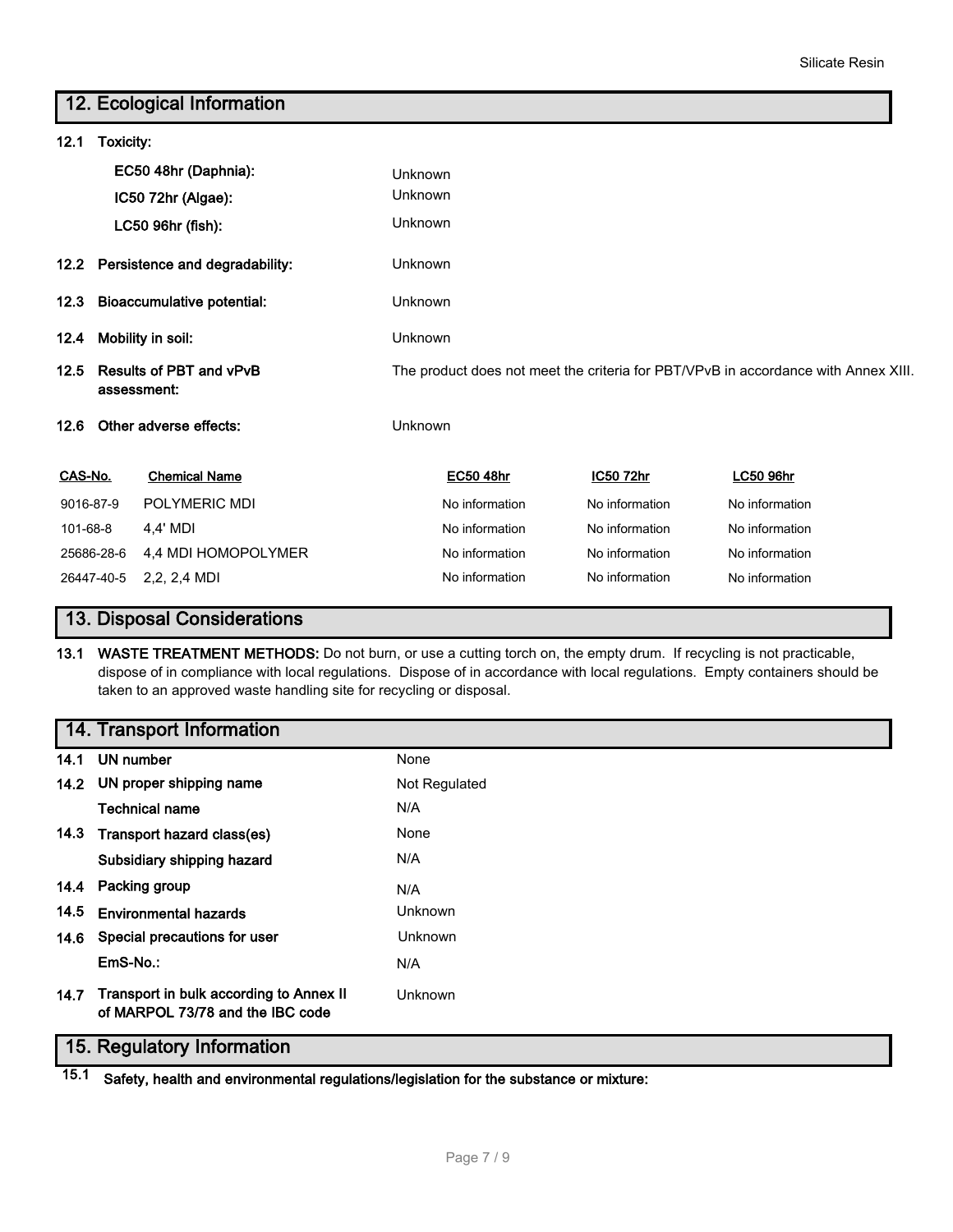## 12. Ecological Information

**12.1 Toxicity:**

| | |
|---|---|
| **EC50 48hr (Daphnia):** | Unknown |
| **IC50 72hr (Algae):** | Unknown |
| **LC50 96hr (fish):** | Unknown |

| | |
|---|---|
| **12.2 Persistence and degradability:** | Unknown |
| **12.3 Bioaccumulative potential:** | Unknown |
| **12.4 Mobility in soil:** | Unknown |
| **12.5 Results of PBT and vPvB assessment:** | The product does not meet the criteria for PBT/VPvB in accordance with Annex XIII. |
| **12.6 Other adverse effects:** | Unknown |

| CAS-No. | Chemical Name | EC50 48hr | IC50 72hr | LC50 96hr |
|---|---|---|---|---|
| 9016-87-9 | POLYMERIC MDI | No information | No information | No information |
| 101-68-8 | 4,4' MDI | No information | No information | No information |
| 25686-28-6 | 4,4 MDI HOMOPOLYMER | No information | No information | No information |
| 26447-40-5 | 2,2, 2,4 MDI | No information | No information | No information |

## 13. Disposal Considerations

**13.1 WASTE TREATMENT METHODS:** Do not burn, or use a cutting torch on, the empty drum. If recycling is not practicable, dispose of in compliance with local regulations. Dispose of in accordance with local regulations. Empty containers should be taken to an approved waste handling site for recycling or disposal.

## 14. Transport Information

| | |
|---|---|
| **14.1 UN number** | None |
| **14.2 UN proper shipping name** | Not Regulated |
| **Technical name** | N/A |
| **14.3 Transport hazard class(es)** | None |
| **Subsidiary shipping hazard** | N/A |
| **14.4 Packing group** | N/A |
| **14.5 Environmental hazards** | Unknown |
| **14.6 Special precautions for user** | Unknown |
| **EmS-No.:** | N/A |
| **14.7 Transport in bulk according to Annex II of MARPOL 73/78 and the IBC code** | Unknown |

## 15. Regulatory Information

**15.1 Safety, health and environmental regulations/legislation for the substance or mixture:**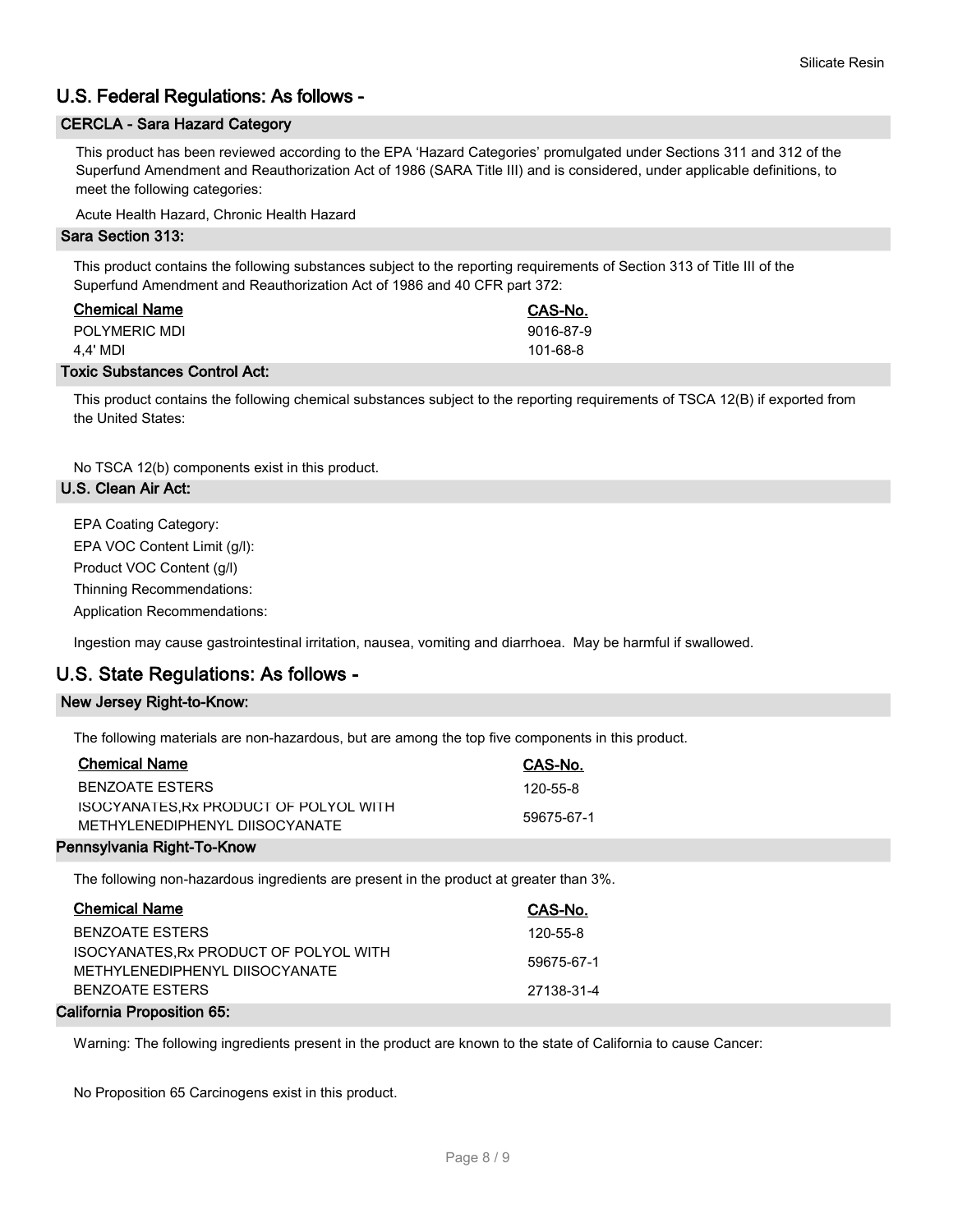## U.S. Federal Regulations: As follows -

### CERCLA - Sara Hazard Category

This product has been reviewed according to the EPA 'Hazard Categories' promulgated under Sections 311 and 312 of the Superfund Amendment and Reauthorization Act of 1986 (SARA Title III) and is considered, under applicable definitions, to meet the following categories:

Acute Health Hazard, Chronic Health Hazard

### Sara Section 313:

This product contains the following substances subject to the reporting requirements of Section 313 of Title III of the Superfund Amendment and Reauthorization Act of 1986 and 40 CFR part 372:

| Chemical Name | CAS-No. |
|---|---|
| POLYMERIC MDI | 9016-87-9 |
| 4,4' MDI | 101-68-8 |

### Toxic Substances Control Act:

This product contains the following chemical substances subject to the reporting requirements of TSCA 12(B) if exported from the United States:

No TSCA 12(b) components exist in this product.

### U.S. Clean Air Act:

EPA Coating Category:

EPA VOC Content Limit (g/l):

Product VOC Content (g/l)

Thinning Recommendations:

Application Recommendations:

Ingestion may cause gastrointestinal irritation, nausea, vomiting and diarrhoea. May be harmful if swallowed.

## U.S. State Regulations: As follows -

### New Jersey Right-to-Know:

The following materials are non-hazardous, but are among the top five components in this product.

| Chemical Name | CAS-No. |
|---|---|
| BENZOATE ESTERS | 120-55-8 |
| ISOCYANATES,Rx PRODUCT OF POLYOL WITH METHYLENEDIPHENYL DIISOCYANATE | 59675-67-1 |

### Pennsylvania Right-To-Know

The following non-hazardous ingredients are present in the product at greater than 3%.

| Chemical Name | CAS-No. |
|---|---|
| BENZOATE ESTERS | 120-55-8 |
| ISOCYANATES,Rx PRODUCT OF POLYOL WITH METHYLENEDIPHENYL DIISOCYANATE | 59675-67-1 |
| BENZOATE ESTERS | 27138-31-4 |

### California Proposition 65:

Warning: The following ingredients present in the product are known to the state of California to cause Cancer:

No Proposition 65 Carcinogens exist in this product.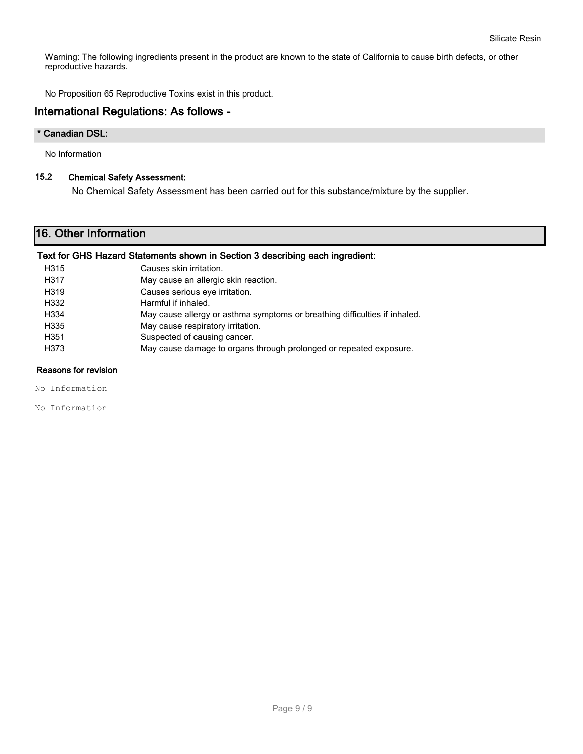Warning: The following ingredients present in the product are known to the state of California to cause birth defects, or other reproductive hazards.

No Proposition 65 Reproductive Toxins exist in this product.

## International Regulations: As follows -

### * Canadian DSL:

No Information

### 15.2 Chemical Safety Assessment:

No Chemical Safety Assessment has been carried out for this substance/mixture by the supplier.

## 16. Other Information

### Text for GHS Hazard Statements shown in Section 3 describing each ingredient:

| | |
|---|---|
| H315 | Causes skin irritation. |
| H317 | May cause an allergic skin reaction. |
| H319 | Causes serious eye irritation. |
| H332 | Harmful if inhaled. |
| H334 | May cause allergy or asthma symptoms or breathing difficulties if inhaled. |
| H335 | May cause respiratory irritation. |
| H351 | Suspected of causing cancer. |
| H373 | May cause damage to organs through prolonged or repeated exposure. |

### Reasons for revision

No Information

No Information